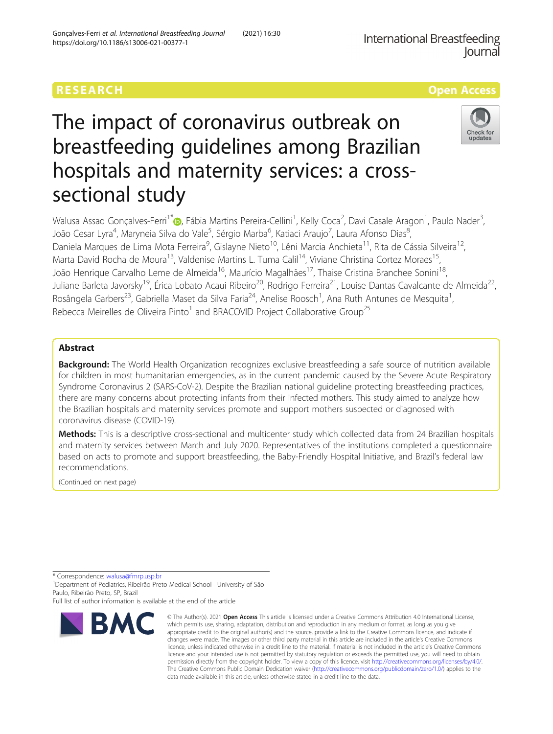RESEARCH

Open Access

# The impact of coronavirus outbreak on breastfeeding guidelines among Brazilian hospitals and maternity services: a cross-sectional study

Walusa Assad Gonçalves-Ferri[1*], Fábia Martins Pereira-Cellini[1], Kelly Coca[2], Davi Casale Aragon[1], Paulo Nader[3], João Cesar Lyra[4], Maryneia Silva do Vale[5], Sérgio Marba[6], Katiaci Araujo[7], Laura Afonso Dias[8], Daniela Marques de Lima Mota Ferreira[9], Gislayne Nieto[10], Lêni Marcia Anchieta[11], Rita de Cássia Silveira[12], Marta David Rocha de Moura[13], Valdenise Martins L. Tuma Calil[14], Viviane Christina Cortez Moraes[15], João Henrique Carvalho Leme de Almeida[16], Maurício Magalhães[17], Thaise Cristina Branchee Sonini[18], Juliane Barleta Javorsky[19], Érica Lobato Acaui Ribeiro[20], Rodrigo Ferreira[21], Louise Dantas Cavalcante de Almeida[22], Rosângela Garbers[23], Gabriella Maset da Silva Faria[24], Anelise Roosch[1], Ana Ruth Antunes de Mesquita[1], Rebecca Meirelles de Oliveira Pinto[1] and BRACOVID Project Collaborative Group[25]

## Abstract

**Background:** The World Health Organization recognizes exclusive breastfeeding a safe source of nutrition available for children in most humanitarian emergencies, as in the current pandemic caused by the Severe Acute Respiratory Syndrome Coronavirus 2 (SARS-CoV-2). Despite the Brazilian national guideline protecting breastfeeding practices, there are many concerns about protecting infants from their infected mothers. This study aimed to analyze how the Brazilian hospitals and maternity services promote and support mothers suspected or diagnosed with coronavirus disease (COVID-19).

**Methods:** This is a descriptive cross-sectional and multicenter study which collected data from 24 Brazilian hospitals and maternity services between March and July 2020. Representatives of the institutions completed a questionnaire based on acts to promote and support breastfeeding, the Baby-Friendly Hospital Initiative, and Brazil's federal law recommendations.

(Continued on next page)

* Correspondence: walusa@fmrp.usp.br

[1]Department of Pediatrics, Ribeirão Preto Medical School– University of São Paulo, Ribeirão Preto, SP, Brazil

Full list of author information is available at the end of the article

© The Author(s). 2021 **Open Access** This article is licensed under a Creative Commons Attribution 4.0 International License, which permits use, sharing, adaptation, distribution and reproduction in any medium or format, as long as you give appropriate credit to the original author(s) and the source, provide a link to the Creative Commons licence, and indicate if changes were made. The images or other third party material in this article are included in the article's Creative Commons licence, unless indicated otherwise in a credit line to the material. If material is not included in the article's Creative Commons licence and your intended use is not permitted by statutory regulation or exceeds the permitted use, you will need to obtain permission directly from the copyright holder. To view a copy of this licence, visit http://creativecommons.org/licenses/by/4.0/. The Creative Commons Public Domain Dedication waiver (http://creativecommons.org/publicdomain/zero/1.0/) applies to the data made available in this article, unless otherwise stated in a credit line to the data.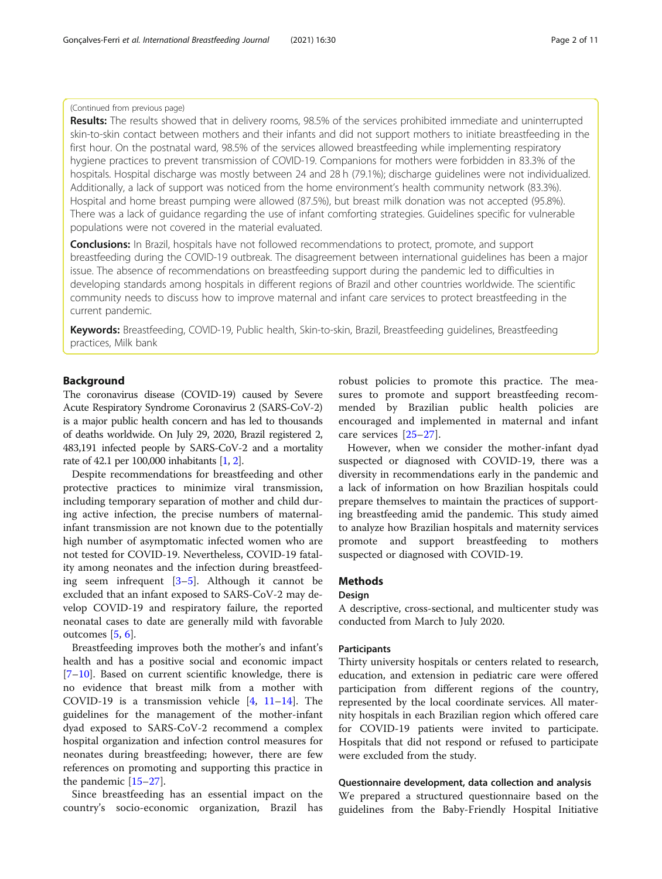(Continued from previous page)

**Results:** The results showed that in delivery rooms, 98.5% of the services prohibited immediate and uninterrupted skin-to-skin contact between mothers and their infants and did not support mothers to initiate breastfeeding in the first hour. On the postnatal ward, 98.5% of the services allowed breastfeeding while implementing respiratory hygiene practices to prevent transmission of COVID-19. Companions for mothers were forbidden in 83.3% of the hospitals. Hospital discharge was mostly between 24 and 28 h (79.1%); discharge guidelines were not individualized. Additionally, a lack of support was noticed from the home environment's health community network (83.3%). Hospital and home breast pumping were allowed (87.5%), but breast milk donation was not accepted (95.8%). There was a lack of guidance regarding the use of infant comforting strategies. Guidelines specific for vulnerable populations were not covered in the material evaluated.

**Conclusions:** In Brazil, hospitals have not followed recommendations to protect, promote, and support breastfeeding during the COVID-19 outbreak. The disagreement between international guidelines has been a major issue. The absence of recommendations on breastfeeding support during the pandemic led to difficulties in developing standards among hospitals in different regions of Brazil and other countries worldwide. The scientific community needs to discuss how to improve maternal and infant care services to protect breastfeeding in the current pandemic.

**Keywords:** Breastfeeding, COVID-19, Public health, Skin-to-skin, Brazil, Breastfeeding guidelines, Breastfeeding practices, Milk bank

## Background

The coronavirus disease (COVID-19) caused by Severe Acute Respiratory Syndrome Coronavirus 2 (SARS-CoV-2) is a major public health concern and has led to thousands of deaths worldwide. On July 29, 2020, Brazil registered 2, 483,191 infected people by SARS-CoV-2 and a mortality rate of 42.1 per 100,000 inhabitants [1, 2].

Despite recommendations for breastfeeding and other protective practices to minimize viral transmission, including temporary separation of mother and child during active infection, the precise numbers of maternal-infant transmission are not known due to the potentially high number of asymptomatic infected women who are not tested for COVID-19. Nevertheless, COVID-19 fatality among neonates and the infection during breastfeeding seem infrequent [3–5]. Although it cannot be excluded that an infant exposed to SARS-CoV-2 may develop COVID-19 and respiratory failure, the reported neonatal cases to date are generally mild with favorable outcomes [5, 6].

Breastfeeding improves both the mother's and infant's health and has a positive social and economic impact [7–10]. Based on current scientific knowledge, there is no evidence that breast milk from a mother with COVID-19 is a transmission vehicle [4, 11–14]. The guidelines for the management of the mother-infant dyad exposed to SARS-CoV-2 recommend a complex hospital organization and infection control measures for neonates during breastfeeding; however, there are few references on promoting and supporting this practice in the pandemic [15–27].

Since breastfeeding has an essential impact on the country's socio-economic organization, Brazil has robust policies to promote this practice. The measures to promote and support breastfeeding recommended by Brazilian public health policies are encouraged and implemented in maternal and infant care services [25–27].

However, when we consider the mother-infant dyad suspected or diagnosed with COVID-19, there was a diversity in recommendations early in the pandemic and a lack of information on how Brazilian hospitals could prepare themselves to maintain the practices of supporting breastfeeding amid the pandemic. This study aimed to analyze how Brazilian hospitals and maternity services promote and support breastfeeding to mothers suspected or diagnosed with COVID-19.

## Methods

### Design

A descriptive, cross-sectional, and multicenter study was conducted from March to July 2020.

### Participants

Thirty university hospitals or centers related to research, education, and extension in pediatric care were offered participation from different regions of the country, represented by the local coordinate services. All maternity hospitals in each Brazilian region which offered care for COVID-19 patients were invited to participate. Hospitals that did not respond or refused to participate were excluded from the study.

### Questionnaire development, data collection and analysis

We prepared a structured questionnaire based on the guidelines from the Baby-Friendly Hospital Initiative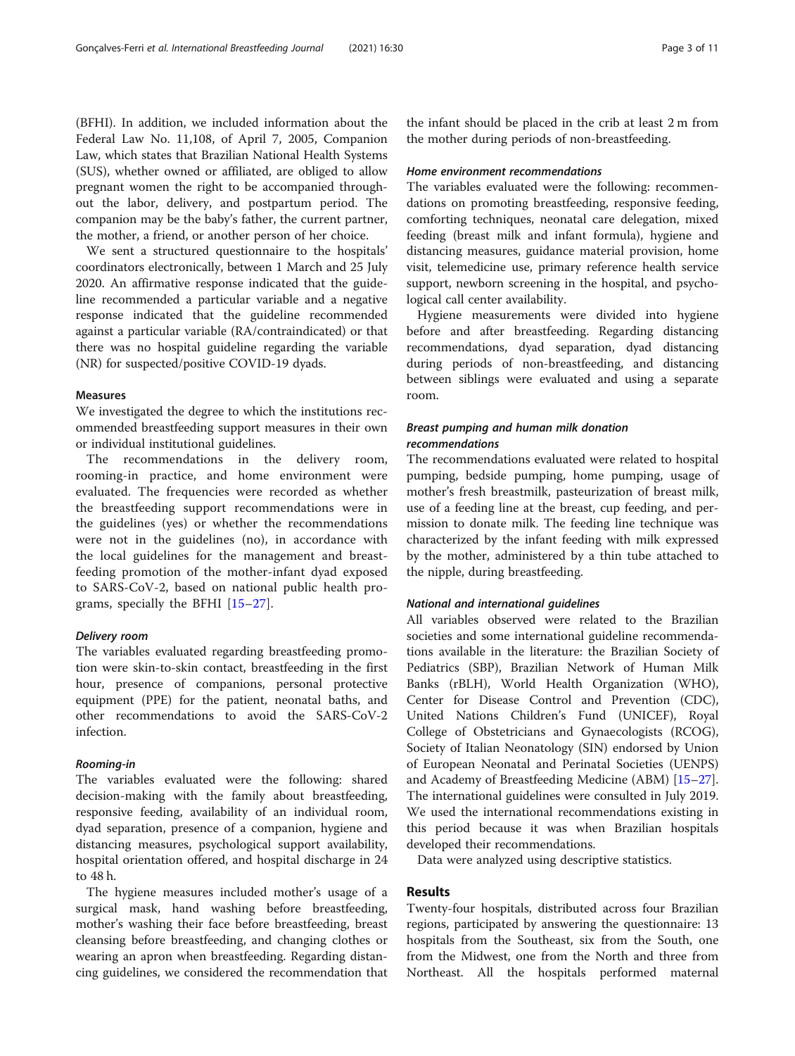(BFHI). In addition, we included information about the Federal Law No. 11,108, of April 7, 2005, Companion Law, which states that Brazilian National Health Systems (SUS), whether owned or affiliated, are obliged to allow pregnant women the right to be accompanied throughout the labor, delivery, and postpartum period. The companion may be the baby's father, the current partner, the mother, a friend, or another person of her choice.

We sent a structured questionnaire to the hospitals' coordinators electronically, between 1 March and 25 July 2020. An affirmative response indicated that the guideline recommended a particular variable and a negative response indicated that the guideline recommended against a particular variable (RA/contraindicated) or that there was no hospital guideline regarding the variable (NR) for suspected/positive COVID-19 dyads.

### Measures

We investigated the degree to which the institutions recommended breastfeeding support measures in their own or individual institutional guidelines.

The recommendations in the delivery room, rooming-in practice, and home environment were evaluated. The frequencies were recorded as whether the breastfeeding support recommendations were in the guidelines (yes) or whether the recommendations were not in the guidelines (no), in accordance with the local guidelines for the management and breastfeeding promotion of the mother-infant dyad exposed to SARS-CoV-2, based on national public health programs, specially the BFHI [15–27].

#### *Delivery room*

The variables evaluated regarding breastfeeding promotion were skin-to-skin contact, breastfeeding in the first hour, presence of companions, personal protective equipment (PPE) for the patient, neonatal baths, and other recommendations to avoid the SARS-CoV-2 infection.

#### *Rooming-in*

The variables evaluated were the following: shared decision-making with the family about breastfeeding, responsive feeding, availability of an individual room, dyad separation, presence of a companion, hygiene and distancing measures, psychological support availability, hospital orientation offered, and hospital discharge in 24 to 48 h.

The hygiene measures included mother's usage of a surgical mask, hand washing before breastfeeding, mother's washing their face before breastfeeding, breast cleansing before breastfeeding, and changing clothes or wearing an apron when breastfeeding. Regarding distancing guidelines, we considered the recommendation that the infant should be placed in the crib at least 2 m from the mother during periods of non-breastfeeding.

#### *Home environment recommendations*

The variables evaluated were the following: recommendations on promoting breastfeeding, responsive feeding, comforting techniques, neonatal care delegation, mixed feeding (breast milk and infant formula), hygiene and distancing measures, guidance material provision, home visit, telemedicine use, primary reference health service support, newborn screening in the hospital, and psychological call center availability.

Hygiene measurements were divided into hygiene before and after breastfeeding. Regarding distancing recommendations, dyad separation, dyad distancing during periods of non-breastfeeding, and distancing between siblings were evaluated and using a separate room.

#### *Breast pumping and human milk donation recommendations*

The recommendations evaluated were related to hospital pumping, bedside pumping, home pumping, usage of mother's fresh breastmilk, pasteurization of breast milk, use of a feeding line at the breast, cup feeding, and permission to donate milk. The feeding line technique was characterized by the infant feeding with milk expressed by the mother, administered by a thin tube attached to the nipple, during breastfeeding.

#### *National and international guidelines*

All variables observed were related to the Brazilian societies and some international guideline recommendations available in the literature: the Brazilian Society of Pediatrics (SBP), Brazilian Network of Human Milk Banks (rBLH), World Health Organization (WHO), Center for Disease Control and Prevention (CDC), United Nations Children's Fund (UNICEF), Royal College of Obstetricians and Gynaecologists (RCOG), Society of Italian Neonatology (SIN) endorsed by Union of European Neonatal and Perinatal Societies (UENPS) and Academy of Breastfeeding Medicine (ABM) [15–27]. The international guidelines were consulted in July 2019. We used the international recommendations existing in this period because it was when Brazilian hospitals developed their recommendations.

Data were analyzed using descriptive statistics.

## Results

Twenty-four hospitals, distributed across four Brazilian regions, participated by answering the questionnaire: 13 hospitals from the Southeast, six from the South, one from the Midwest, one from the North and three from Northeast. All the hospitals performed maternal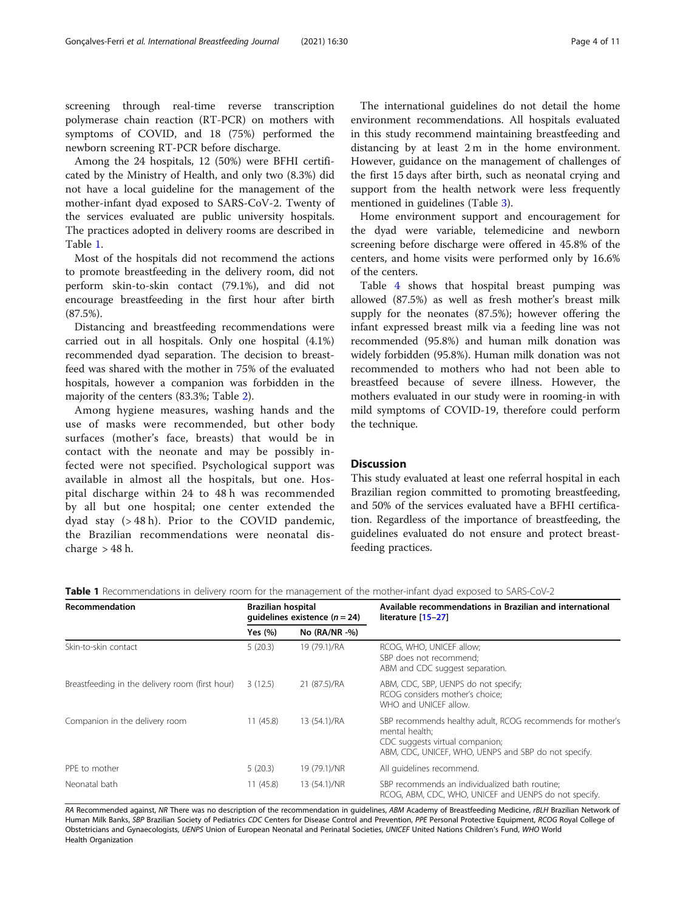screening through real-time reverse transcription polymerase chain reaction (RT-PCR) on mothers with symptoms of COVID, and 18 (75%) performed the newborn screening RT-PCR before discharge.

Among the 24 hospitals, 12 (50%) were BFHI certificated by the Ministry of Health, and only two (8.3%) did not have a local guideline for the management of the mother-infant dyad exposed to SARS-CoV-2. Twenty of the services evaluated are public university hospitals. The practices adopted in delivery rooms are described in Table 1.

Most of the hospitals did not recommend the actions to promote breastfeeding in the delivery room, did not perform skin-to-skin contact (79.1%), and did not encourage breastfeeding in the first hour after birth (87.5%).

Distancing and breastfeeding recommendations were carried out in all hospitals. Only one hospital (4.1%) recommended dyad separation. The decision to breastfeed was shared with the mother in 75% of the evaluated hospitals, however a companion was forbidden in the majority of the centers (83.3%; Table 2).

Among hygiene measures, washing hands and the use of masks were recommended, but other body surfaces (mother's face, breasts) that would be in contact with the neonate and may be possibly infected were not specified. Psychological support was available in almost all the hospitals, but one. Hospital discharge within 24 to 48 h was recommended by all but one hospital; one center extended the dyad stay (> 48 h). Prior to the COVID pandemic, the Brazilian recommendations were neonatal discharge > 48 h.

The international guidelines do not detail the home environment recommendations. All hospitals evaluated in this study recommend maintaining breastfeeding and distancing by at least 2 m in the home environment. However, guidance on the management of challenges of the first 15 days after birth, such as neonatal crying and support from the health network were less frequently mentioned in guidelines (Table 3).

Home environment support and encouragement for the dyad were variable, telemedicine and newborn screening before discharge were offered in 45.8% of the centers, and home visits were performed only by 16.6% of the centers.

Table 4 shows that hospital breast pumping was allowed (87.5%) as well as fresh mother's breast milk supply for the neonates (87.5%); however offering the infant expressed breast milk via a feeding line was not recommended (95.8%) and human milk donation was widely forbidden (95.8%). Human milk donation was not recommended to mothers who had not been able to breastfeed because of severe illness. However, the mothers evaluated in our study were in rooming-in with mild symptoms of COVID-19, therefore could perform the technique.

## Discussion

This study evaluated at least one referral hospital in each Brazilian region committed to promoting breastfeeding, and 50% of the services evaluated have a BFHI certification. Regardless of the importance of breastfeeding, the guidelines evaluated do not ensure and protect breastfeeding practices.

**Table 1** Recommendations in delivery room for the management of the mother-infant dyad exposed to SARS-CoV-2

| Recommendation | Brazilian hospital guidelines existence ($n = 24$) | | Available recommendations in Brazilian and international literature [15–27] |
|---|---|---|---|
| | Yes (%) | No (RA/NR -%) | |
| Skin-to-skin contact | 5 (20.3) | 19 (79.1)/RA | RCOG, WHO, UNICEF allow; SBP does not recommend; ABM and CDC suggest separation. |
| Breastfeeding in the delivery room (first hour) | 3 (12.5) | 21 (87.5)/RA | ABM, CDC, SBP, UENPS do not specify; RCOG considers mother's choice; WHO and UNICEF allow. |
| Companion in the delivery room | 11 (45.8) | 13 (54.1)/RA | SBP recommends healthy adult, RCOG recommends for mother's mental health; CDC suggests virtual companion; ABM, CDC, UNICEF, WHO, UENPS and SBP do not specify. |
| PPE to mother | 5 (20.3) | 19 (79.1)/NR | All guidelines recommend. |
| Neonatal bath | 11 (45.8) | 13 (54.1)/NR | SBP recommends an individualized bath routine; RCOG, ABM, CDC, WHO, UNICEF and UENPS do not specify. |

*RA* Recommended against, *NR* There was no description of the recommendation in guidelines, *ABM* Academy of Breastfeeding Medicine, *rBLH* Brazilian Network of Human Milk Banks, *SBP* Brazilian Society of Pediatrics *CDC* Centers for Disease Control and Prevention, *PPE* Personal Protective Equipment, *RCOG* Royal College of Obstetricians and Gynaecologists, *UENPS* Union of European Neonatal and Perinatal Societies, *UNICEF* United Nations Children's Fund, *WHO* World Health Organization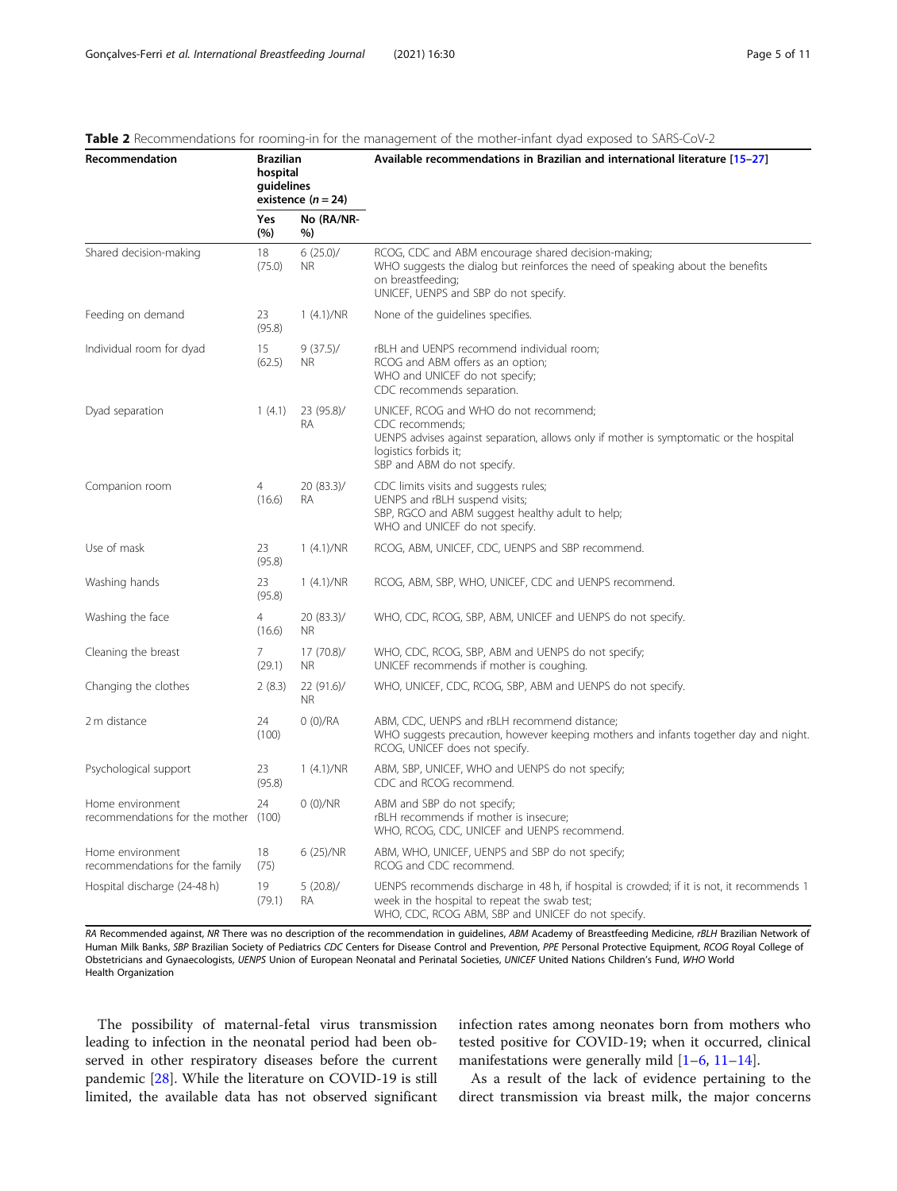**Table 2** Recommendations for rooming-in for the management of the mother-infant dyad exposed to SARS-CoV-2

| Recommendation | Brazilian hospital guidelines existence (n = 24) | | Available recommendations in Brazilian and international literature [15–27] |
|---|---|---|---|
| | Yes (%) | No (RA/NR-%) | |
| Shared decision-making | 18 (75.0) | 6 (25.0)/ NR | RCOG, CDC and ABM encourage shared decision-making; WHO suggests the dialog but reinforces the need of speaking about the benefits on breastfeeding; UNICEF, UENPS and SBP do not specify. |
| Feeding on demand | 23 (95.8) | 1 (4.1)/NR | None of the guidelines specifies. |
| Individual room for dyad | 15 (62.5) | 9 (37.5)/ NR | rBLH and UENPS recommend individual room; RCOG and ABM offers as an option; WHO and UNICEF do not specify; CDC recommends separation. |
| Dyad separation | 1 (4.1) | 23 (95.8)/ RA | UNICEF, RCOG and WHO do not recommend; CDC recommends; UENPS advises against separation, allows only if mother is symptomatic or the hospital logistics forbids it; SBP and ABM do not specify. |
| Companion room | 4 (16.6) | 20 (83.3)/ RA | CDC limits visits and suggests rules; UENPS and rBLH suspend visits; SBP, RGCO and ABM suggest healthy adult to help; WHO and UNICEF do not specify. |
| Use of mask | 23 (95.8) | 1 (4.1)/NR | RCOG, ABM, UNICEF, CDC, UENPS and SBP recommend. |
| Washing hands | 23 (95.8) | 1 (4.1)/NR | RCOG, ABM, SBP, WHO, UNICEF, CDC and UENPS recommend. |
| Washing the face | 4 (16.6) | 20 (83.3)/ NR | WHO, CDC, RCOG, SBP, ABM, UNICEF and UENPS do not specify. |
| Cleaning the breast | 7 (29.1) | 17 (70.8)/ NR | WHO, CDC, RCOG, SBP, ABM and UENPS do not specify; UNICEF recommends if mother is coughing. |
| Changing the clothes | 2 (8.3) | 22 (91.6)/ NR | WHO, UNICEF, CDC, RCOG, SBP, ABM and UENPS do not specify. |
| 2 m distance | 24 (100) | 0 (0)/RA | ABM, CDC, UENPS and rBLH recommend distance; WHO suggests precaution, however keeping mothers and infants together day and night. RCOG, UNICEF does not specify. |
| Psychological support | 23 (95.8) | 1 (4.1)/NR | ABM, SBP, UNICEF, WHO and UENPS do not specify; CDC and RCOG recommend. |
| Home environment recommendations for the mother | 24 (100) | 0 (0)/NR | ABM and SBP do not specify; rBLH recommends if mother is insecure; WHO, RCOG, CDC, UNICEF and UENPS recommend. |
| Home environment recommendations for the family | 18 (75) | 6 (25)/NR | ABM, WHO, UNICEF, UENPS and SBP do not specify; RCOG and CDC recommend. |
| Hospital discharge (24-48 h) | 19 (79.1) | 5 (20.8)/ RA | UENPS recommends discharge in 48 h, if hospital is crowded; if it is not, it recommends 1 week in the hospital to repeat the swab test; WHO, CDC, RCOG ABM, SBP and UNICEF do not specify. |

*RA* Recommended against, *NR* There was no description of the recommendation in guidelines, *ABM* Academy of Breastfeeding Medicine, *rBLH* Brazilian Network of Human Milk Banks, *SBP* Brazilian Society of Pediatrics *CDC* Centers for Disease Control and Prevention, *PPE* Personal Protective Equipment, *RCOG* Royal College of Obstetricians and Gynaecologists, *UENPS* Union of European Neonatal and Perinatal Societies, *UNICEF* United Nations Children's Fund, *WHO* World Health Organization

The possibility of maternal-fetal virus transmission leading to infection in the neonatal period had been observed in other respiratory diseases before the current pandemic [28]. While the literature on COVID-19 is still limited, the available data has not observed significant infection rates among neonates born from mothers who tested positive for COVID-19; when it occurred, clinical manifestations were generally mild [1–6, 11–14].

As a result of the lack of evidence pertaining to the direct transmission via breast milk, the major concerns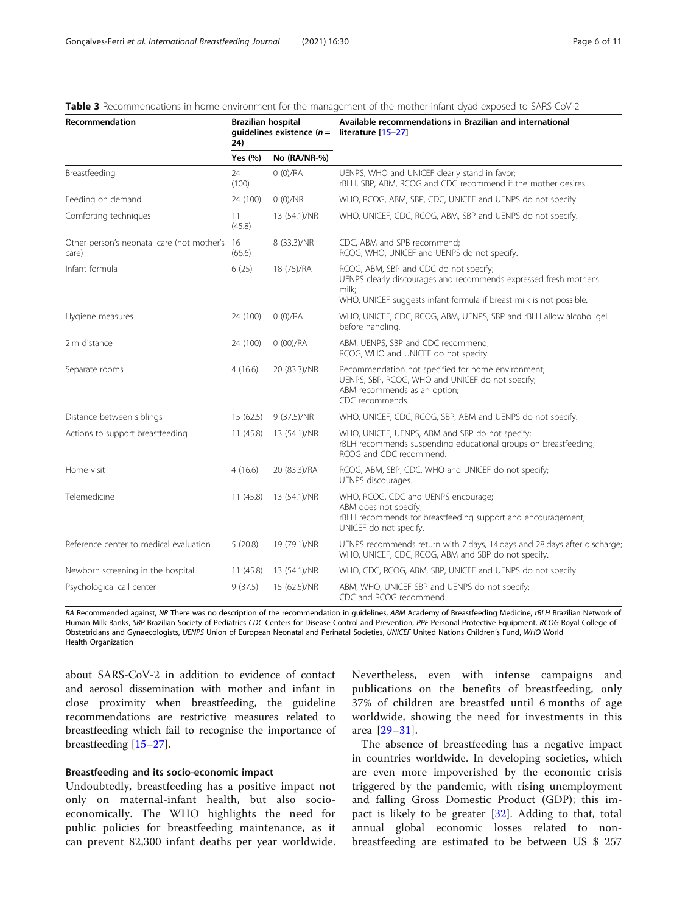**Table 3** Recommendations in home environment for the management of the mother-infant dyad exposed to SARS-CoV-2

| Recommendation | Brazilian hospital guidelines existence (n = 24) | | Available recommendations in Brazilian and international literature [15–27] |
|---|---|---|---|
| | Yes (%) | No (RA/NR-%) | |
| Breastfeeding | 24 (100) | 0 (0)/RA | UENPS, WHO and UNICEF clearly stand in favor; rBLH, SBP, ABM, RCOG and CDC recommend if the mother desires. |
| Feeding on demand | 24 (100) | 0 (0)/NR | WHO, RCOG, ABM, SBP, CDC, UNICEF and UENPS do not specify. |
| Comforting techniques | 11 (45.8) | 13 (54.1)/NR | WHO, UNICEF, CDC, RCOG, ABM, SBP and UENPS do not specify. |
| Other person's neonatal care (not mother's care) | 16 (66.6) | 8 (33.3)/NR | CDC, ABM and SPB recommend; RCOG, WHO, UNICEF and UENPS do not specify. |
| Infant formula | 6 (25) | 18 (75)/RA | RCOG, ABM, SBP and CDC do not specify; UENPS clearly discourages and recommends expressed fresh mother's milk; WHO, UNICEF suggests infant formula if breast milk is not possible. |
| Hygiene measures | 24 (100) | 0 (0)/RA | WHO, UNICEF, CDC, RCOG, ABM, UENPS, SBP and rBLH allow alcohol gel before handling. |
| 2 m distance | 24 (100) | 0 (00)/RA | ABM, UENPS, SBP and CDC recommend; RCOG, WHO and UNICEF do not specify. |
| Separate rooms | 4 (16.6) | 20 (83.3)/NR | Recommendation not specified for home environment; UENPS, SBP, RCOG, WHO and UNICEF do not specify; ABM recommends as an option; CDC recommends. |
| Distance between siblings | 15 (62.5) | 9 (37.5)/NR | WHO, UNICEF, CDC, RCOG, SBP, ABM and UENPS do not specify. |
| Actions to support breastfeeding | 11 (45.8) | 13 (54.1)/NR | WHO, UNICEF, UENPS, ABM and SBP do not specify; rBLH recommends suspending educational groups on breastfeeding; RCOG and CDC recommend. |
| Home visit | 4 (16.6) | 20 (83.3)/RA | RCOG, ABM, SBP, CDC, WHO and UNICEF do not specify; UENPS discourages. |
| Telemedicine | 11 (45.8) | 13 (54.1)/NR | WHO, RCOG, CDC and UENPS encourage; ABM does not specify; rBLH recommends for breastfeeding support and encouragement; UNICEF do not specify. |
| Reference center to medical evaluation | 5 (20.8) | 19 (79.1)/NR | UENPS recommends return with 7 days, 14 days and 28 days after discharge; WHO, UNICEF, CDC, RCOG, ABM and SBP do not specify. |
| Newborn screening in the hospital | 11 (45.8) | 13 (54.1)/NR | WHO, CDC, RCOG, ABM, SBP, UNICEF and UENPS do not specify. |
| Psychological call center | 9 (37.5) | 15 (62.5)/NR | ABM, WHO, UNICEF SBP and UENPS do not specify; CDC and RCOG recommend. |

*RA* Recommended against, *NR* There was no description of the recommendation in guidelines, *ABM* Academy of Breastfeeding Medicine, *rBLH* Brazilian Network of Human Milk Banks, *SBP* Brazilian Society of Pediatrics *CDC* Centers for Disease Control and Prevention, *PPE* Personal Protective Equipment, *RCOG* Royal College of Obstetricians and Gynaecologists, *UENPS* Union of European Neonatal and Perinatal Societies, *UNICEF* United Nations Children's Fund, *WHO* World Health Organization

about SARS-CoV-2 in addition to evidence of contact and aerosol dissemination with mother and infant in close proximity when breastfeeding, the guideline recommendations are restrictive measures related to breastfeeding which fail to recognise the importance of breastfeeding [15–27].

### Breastfeeding and its socio-economic impact

Undoubtedly, breastfeeding has a positive impact not only on maternal-infant health, but also socio-economically. The WHO highlights the need for public policies for breastfeeding maintenance, as it can prevent 82,300 infant deaths per year worldwide. Nevertheless, even with intense campaigns and publications on the benefits of breastfeeding, only 37% of children are breastfed until 6 months of age worldwide, showing the need for investments in this area [29–31].

The absence of breastfeeding has a negative impact in countries worldwide. In developing societies, which are even more impoverished by the economic crisis triggered by the pandemic, with rising unemployment and falling Gross Domestic Product (GDP); this impact is likely to be greater [32]. Adding to that, total annual global economic losses related to non-breastfeeding are estimated to be between US $ 257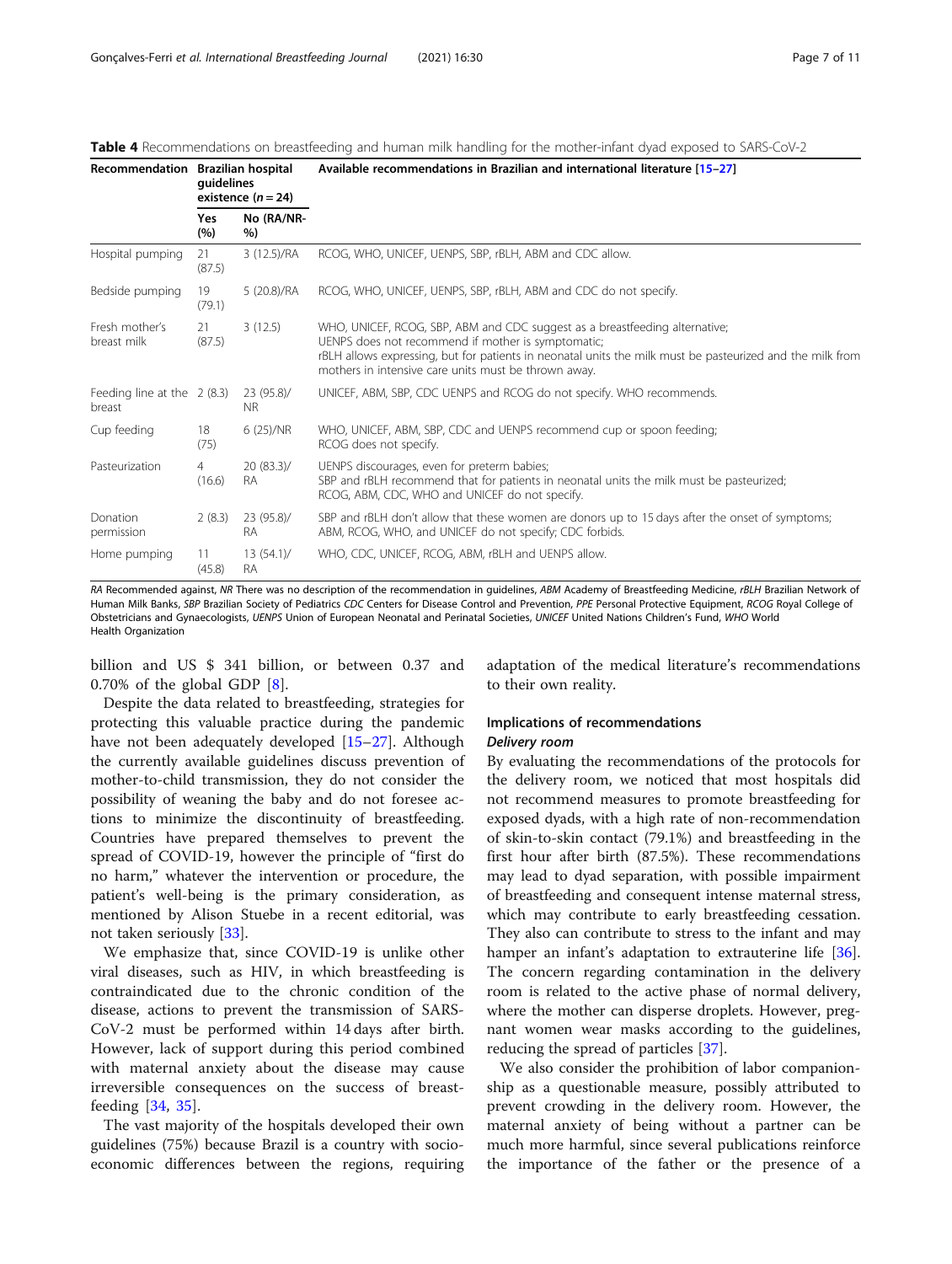**Table 4** Recommendations on breastfeeding and human milk handling for the mother-infant dyad exposed to SARS-CoV-2

| Recommendation | Brazilian hospital guidelines existence (n = 24) | | Available recommendations in Brazilian and international literature [15–27] |
|---|---|---|---|
| | Yes (%) | No (RA/NR-%) | |
| Hospital pumping | 21 (87.5) | 3 (12.5)/RA | RCOG, WHO, UNICEF, UENPS, SBP, rBLH, ABM and CDC allow. |
| Bedside pumping | 19 (79.1) | 5 (20.8)/RA | RCOG, WHO, UNICEF, UENPS, SBP, rBLH, ABM and CDC do not specify. |
| Fresh mother's breast milk | 21 (87.5) | 3 (12.5) | WHO, UNICEF, RCOG, SBP, ABM and CDC suggest as a breastfeeding alternative; UENPS does not recommend if mother is symptomatic; rBLH allows expressing, but for patients in neonatal units the milk must be pasteurized and the milk from mothers in intensive care units must be thrown away. |
| Feeding line at the breast | 2 (8.3) | 23 (95.8)/NR | UNICEF, ABM, SBP, CDC UENPS and RCOG do not specify. WHO recommends. |
| Cup feeding | 18 (75) | 6 (25)/NR | WHO, UNICEF, ABM, SBP, CDC and UENPS recommend cup or spoon feeding; RCOG does not specify. |
| Pasteurization | 4 (16.6) | 20 (83.3)/RA | UENPS discourages, even for preterm babies; SBP and rBLH recommend that for patients in neonatal units the milk must be pasteurized; RCOG, ABM, CDC, WHO and UNICEF do not specify. |
| Donation permission | 2 (8.3) | 23 (95.8)/RA | SBP and rBLH don't allow that these women are donors up to 15 days after the onset of symptoms; ABM, RCOG, WHO, and UNICEF do not specify; CDC forbids. |
| Home pumping | 11 (45.8) | 13 (54.1)/RA | WHO, CDC, UNICEF, RCOG, ABM, rBLH and UENPS allow. |

*RA* Recommended against, *NR* There was no description of the recommendation in guidelines, *ABM* Academy of Breastfeeding Medicine, *rBLH* Brazilian Network of Human Milk Banks, *SBP* Brazilian Society of Pediatrics *CDC* Centers for Disease Control and Prevention, *PPE* Personal Protective Equipment, *RCOG* Royal College of Obstetricians and Gynaecologists, *UENPS* Union of European Neonatal and Perinatal Societies, *UNICEF* United Nations Children's Fund, *WHO* World Health Organization

billion and US $ 341 billion, or between 0.37 and 0.70% of the global GDP [8].

Despite the data related to breastfeeding, strategies for protecting this valuable practice during the pandemic have not been adequately developed [15–27]. Although the currently available guidelines discuss prevention of mother-to-child transmission, they do not consider the possibility of weaning the baby and do not foresee actions to minimize the discontinuity of breastfeeding. Countries have prepared themselves to prevent the spread of COVID-19, however the principle of "first do no harm," whatever the intervention or procedure, the patient's well-being is the primary consideration, as mentioned by Alison Stuebe in a recent editorial, was not taken seriously [33].

We emphasize that, since COVID-19 is unlike other viral diseases, such as HIV, in which breastfeeding is contraindicated due to the chronic condition of the disease, actions to prevent the transmission of SARS-CoV-2 must be performed within 14 days after birth. However, lack of support during this period combined with maternal anxiety about the disease may cause irreversible consequences on the success of breastfeeding [34, 35].

The vast majority of the hospitals developed their own guidelines (75%) because Brazil is a country with socio-economic differences between the regions, requiring adaptation of the medical literature's recommendations to their own reality.

### Implications of recommendations

#### Delivery room

By evaluating the recommendations of the protocols for the delivery room, we noticed that most hospitals did not recommend measures to promote breastfeeding for exposed dyads, with a high rate of non-recommendation of skin-to-skin contact (79.1%) and breastfeeding in the first hour after birth (87.5%). These recommendations may lead to dyad separation, with possible impairment of breastfeeding and consequent intense maternal stress, which may contribute to early breastfeeding cessation. They also can contribute to stress to the infant and may hamper an infant's adaptation to extrauterine life [36]. The concern regarding contamination in the delivery room is related to the active phase of normal delivery, where the mother can disperse droplets. However, pregnant women wear masks according to the guidelines, reducing the spread of particles [37].

We also consider the prohibition of labor companionship as a questionable measure, possibly attributed to prevent crowding in the delivery room. However, the maternal anxiety of being without a partner can be much more harmful, since several publications reinforce the importance of the father or the presence of a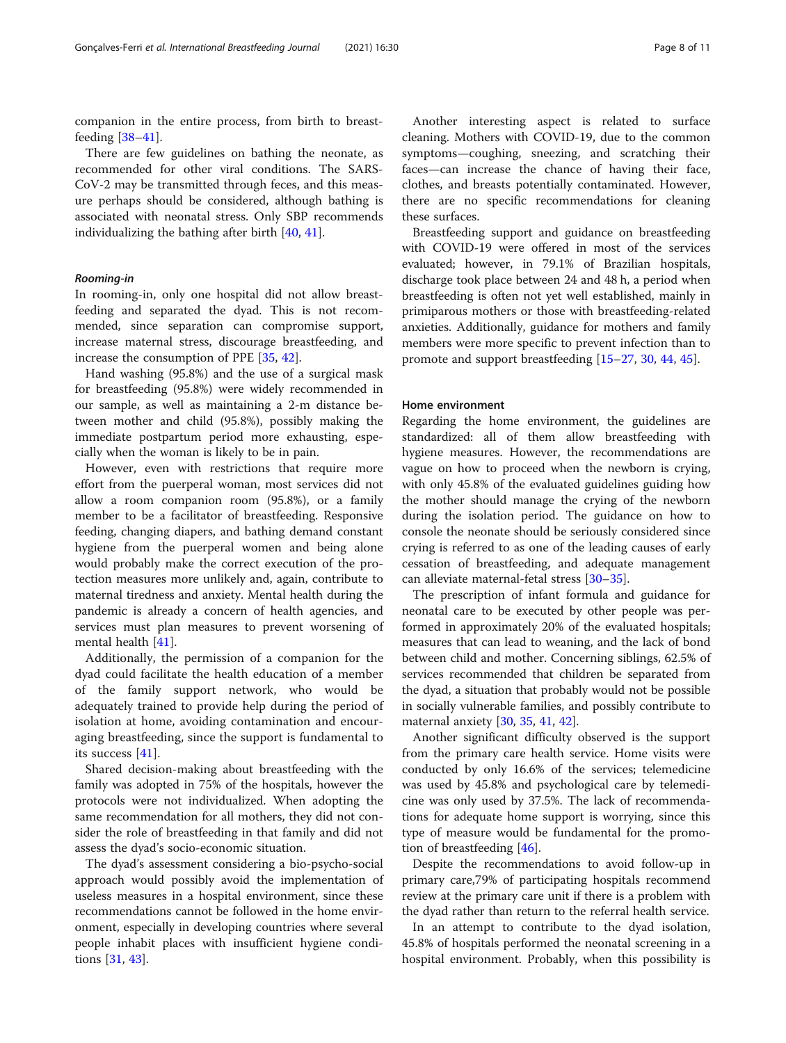companion in the entire process, from birth to breastfeeding [38–41].

There are few guidelines on bathing the neonate, as recommended for other viral conditions. The SARS-CoV-2 may be transmitted through feces, and this measure perhaps should be considered, although bathing is associated with neonatal stress. Only SBP recommends individualizing the bathing after birth [40, 41].

#### *Rooming-in*

In rooming-in, only one hospital did not allow breastfeeding and separated the dyad. This is not recommended, since separation can compromise support, increase maternal stress, discourage breastfeeding, and increase the consumption of PPE [35, 42].

Hand washing (95.8%) and the use of a surgical mask for breastfeeding (95.8%) were widely recommended in our sample, as well as maintaining a 2-m distance between mother and child (95.8%), possibly making the immediate postpartum period more exhausting, especially when the woman is likely to be in pain.

However, even with restrictions that require more effort from the puerperal woman, most services did not allow a room companion room (95.8%), or a family member to be a facilitator of breastfeeding. Responsive feeding, changing diapers, and bathing demand constant hygiene from the puerperal women and being alone would probably make the correct execution of the protection measures more unlikely and, again, contribute to maternal tiredness and anxiety. Mental health during the pandemic is already a concern of health agencies, and services must plan measures to prevent worsening of mental health [41].

Additionally, the permission of a companion for the dyad could facilitate the health education of a member of the family support network, who would be adequately trained to provide help during the period of isolation at home, avoiding contamination and encouraging breastfeeding, since the support is fundamental to its success [41].

Shared decision-making about breastfeeding with the family was adopted in 75% of the hospitals, however the protocols were not individualized. When adopting the same recommendation for all mothers, they did not consider the role of breastfeeding in that family and did not assess the dyad's socio-economic situation.

The dyad's assessment considering a bio-psycho-social approach would possibly avoid the implementation of useless measures in a hospital environment, since these recommendations cannot be followed in the home environment, especially in developing countries where several people inhabit places with insufficient hygiene conditions [31, 43].

Another interesting aspect is related to surface cleaning. Mothers with COVID-19, due to the common symptoms—coughing, sneezing, and scratching their faces—can increase the chance of having their face, clothes, and breasts potentially contaminated. However, there are no specific recommendations for cleaning these surfaces.

Breastfeeding support and guidance on breastfeeding with COVID-19 were offered in most of the services evaluated; however, in 79.1% of Brazilian hospitals, discharge took place between 24 and 48 h, a period when breastfeeding is often not yet well established, mainly in primiparous mothers or those with breastfeeding-related anxieties. Additionally, guidance for mothers and family members were more specific to prevent infection than to promote and support breastfeeding [15–27, 30, 44, 45].

### Home environment

Regarding the home environment, the guidelines are standardized: all of them allow breastfeeding with hygiene measures. However, the recommendations are vague on how to proceed when the newborn is crying, with only 45.8% of the evaluated guidelines guiding how the mother should manage the crying of the newborn during the isolation period. The guidance on how to console the neonate should be seriously considered since crying is referred to as one of the leading causes of early cessation of breastfeeding, and adequate management can alleviate maternal-fetal stress [30–35].

The prescription of infant formula and guidance for neonatal care to be executed by other people was performed in approximately 20% of the evaluated hospitals; measures that can lead to weaning, and the lack of bond between child and mother. Concerning siblings, 62.5% of services recommended that children be separated from the dyad, a situation that probably would not be possible in socially vulnerable families, and possibly contribute to maternal anxiety [30, 35, 41, 42].

Another significant difficulty observed is the support from the primary care health service. Home visits were conducted by only 16.6% of the services; telemedicine was used by 45.8% and psychological care by telemedicine was only used by 37.5%. The lack of recommendations for adequate home support is worrying, since this type of measure would be fundamental for the promotion of breastfeeding [46].

Despite the recommendations to avoid follow-up in primary care,79% of participating hospitals recommend review at the primary care unit if there is a problem with the dyad rather than return to the referral health service.

In an attempt to contribute to the dyad isolation, 45.8% of hospitals performed the neonatal screening in a hospital environment. Probably, when this possibility is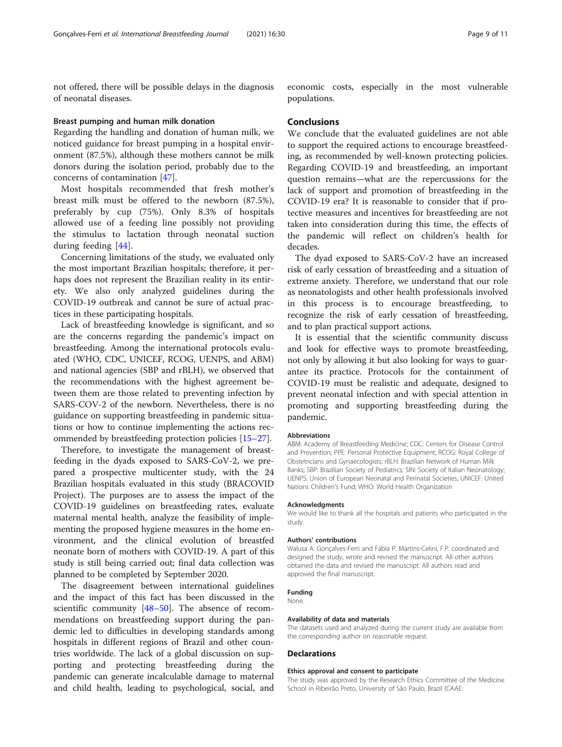not offered, there will be possible delays in the diagnosis of neonatal diseases.

### Breast pumping and human milk donation

Regarding the handling and donation of human milk, we noticed guidance for breast pumping in a hospital environment (87.5%), although these mothers cannot be milk donors during the isolation period, probably due to the concerns of contamination [47].

Most hospitals recommended that fresh mother's breast milk must be offered to the newborn (87.5%), preferably by cup (75%). Only 8.3% of hospitals allowed use of a feeding line possibly not providing the stimulus to lactation through neonatal suction during feeding [44].

Concerning limitations of the study, we evaluated only the most important Brazilian hospitals; therefore, it perhaps does not represent the Brazilian reality in its entirety. We also only analyzed guidelines during the COVID-19 outbreak and cannot be sure of actual practices in these participating hospitals.

Lack of breastfeeding knowledge is significant, and so are the concerns regarding the pandemic's impact on breastfeeding. Among the international protocols evaluated (WHO, CDC, UNICEF, RCOG, UENPS, and ABM) and national agencies (SBP and rBLH), we observed that the recommendations with the highest agreement between them are those related to preventing infection by SARS-COV-2 of the newborn. Nevertheless, there is no guidance on supporting breastfeeding in pandemic situations or how to continue implementing the actions recommended by breastfeeding protection policies [15–27].

Therefore, to investigate the management of breastfeeding in the dyads exposed to SARS-CoV-2, we prepared a prospective multicenter study, with the 24 Brazilian hospitals evaluated in this study (BRACOVID Project). The purposes are to assess the impact of the COVID-19 guidelines on breastfeeding rates, evaluate maternal mental health, analyze the feasibility of implementing the proposed hygiene measures in the home environment, and the clinical evolution of breastfed neonate born of mothers with COVID-19. A part of this study is still being carried out; final data collection was planned to be completed by September 2020.

The disagreement between international guidelines and the impact of this fact has been discussed in the scientific community [48–50]. The absence of recommendations on breastfeeding support during the pandemic led to difficulties in developing standards among hospitals in different regions of Brazil and other countries worldwide. The lack of a global discussion on supporting and protecting breastfeeding during the pandemic can generate incalculable damage to maternal and child health, leading to psychological, social, and economic costs, especially in the most vulnerable populations.

## Conclusions

We conclude that the evaluated guidelines are not able to support the required actions to encourage breastfeeding, as recommended by well-known protecting policies. Regarding COVID-19 and breastfeeding, an important question remains—what are the repercussions for the lack of support and promotion of breastfeeding in the COVID-19 era? It is reasonable to consider that if protective measures and incentives for breastfeeding are not taken into consideration during this time, the effects of the pandemic will reflect on children's health for decades.

The dyad exposed to SARS-CoV-2 have an increased risk of early cessation of breastfeeding and a situation of extreme anxiety. Therefore, we understand that our role as neonatologists and other health professionals involved in this process is to encourage breastfeeding, to recognize the risk of early cessation of breastfeeding, and to plan practical support actions.

It is essential that the scientific community discuss and look for effective ways to promote breastfeeding, not only by allowing it but also looking for ways to guarantee its practice. Protocols for the containment of COVID-19 must be realistic and adequate, designed to prevent neonatal infection and with special attention in promoting and supporting breastfeeding during the pandemic.

#### Abbreviations

ABM: Academy of Breastfeeding Medicine; CDC: Centers for Disease Control and Prevention; PPE: Personal Protective Equipment; RCOG: Royal College of Obstetricians and Gynaecologists; rBLH: Brazilian Network of Human Milk Banks; SBP: Brazilian Society of Pediatrics; SIN: Society of Italian Neonatology; UENPS: Union of European Neonatal and Perinatal Societies; UNICEF: United Nations Children's Fund; WHO: World Health Organization

#### Acknowledgments

We would like to thank all the hospitals and patients who participated in the study.

#### Authors' contributions

Walusa A. Gonçalves-Ferri and Fábia P. Martins-Celini, F.P. coordinated and designed the study, wrote and revised the manuscript. All other authors obtained the data and revised the manuscript. All authors read and approved the final manuscript.

#### Funding

None.

#### Availability of data and materials

The datasets used and analyzed during the current study are available from the corresponding author on reasonable request.

## Declarations

#### Ethics approval and consent to participate

The study was approved by the Research Ethics Committee of the Medicine School in Ribeirão Preto, University of São Paulo, Brazil (CAAE: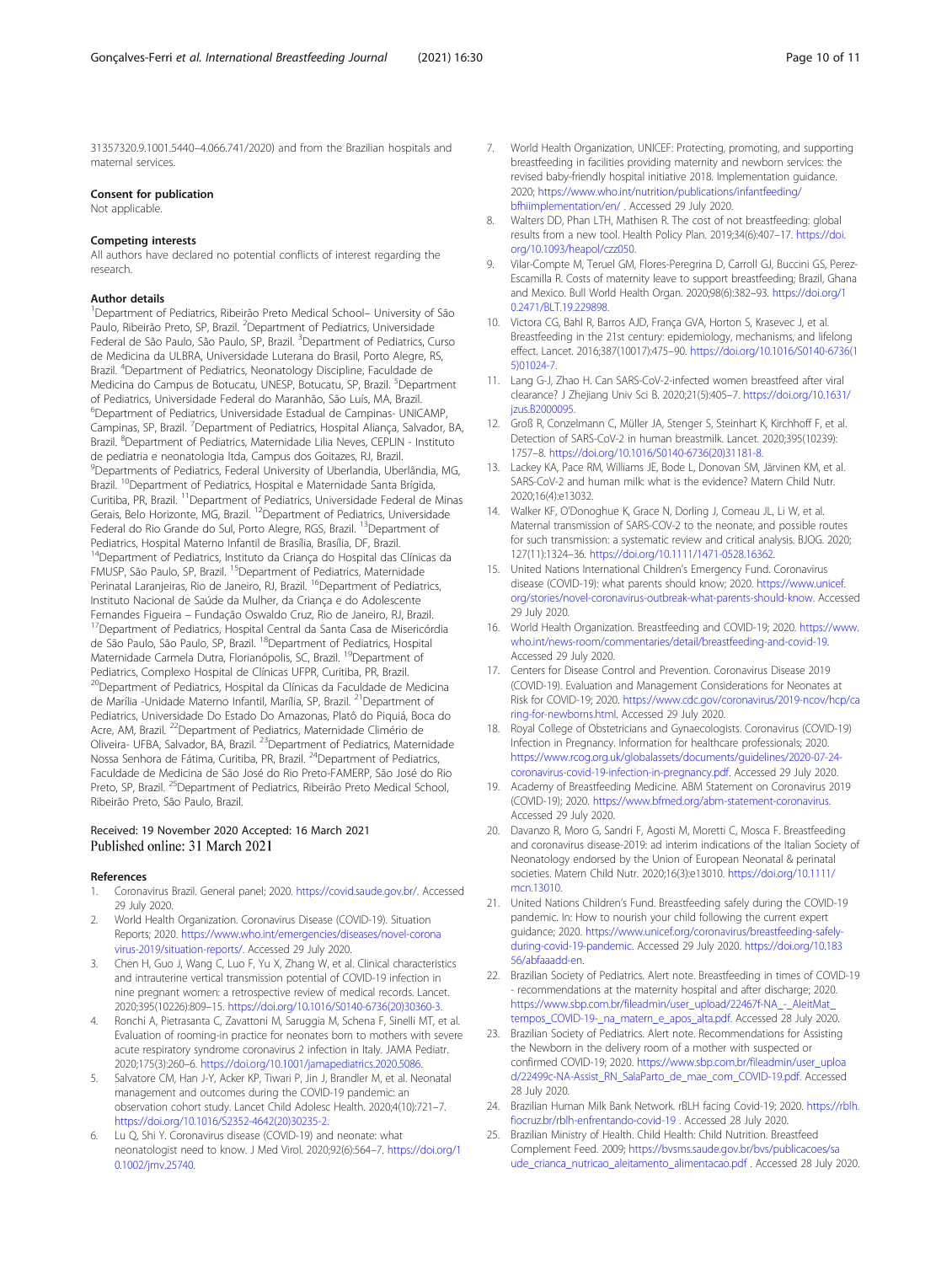31357320.9.1001.5440–4.066.741/2020) and from the Brazilian hospitals and maternal services.

### Consent for publication

Not applicable.

### Competing interests

All authors have declared no potential conflicts of interest regarding the research.

### Author details

[1]Department of Pediatrics, Ribeirão Preto Medical School– University of São Paulo, Ribeirão Preto, SP, Brazil. [2]Department of Pediatrics, Universidade Federal de São Paulo, São Paulo, SP, Brazil. [3]Department of Pediatrics, Curso de Medicina da ULBRA, Universidade Luterana do Brasil, Porto Alegre, RS, Brazil. [4]Department of Pediatrics, Neonatology Discipline, Faculdade de Medicina do Campus de Botucatu, UNESP, Botucatu, SP, Brazil. [5]Department of Pediatrics, Universidade Federal do Maranhão, São Luís, MA, Brazil. [6]Department of Pediatrics, Universidade Estadual de Campinas- UNICAMP, Campinas, SP, Brazil. [7]Department of Pediatrics, Hospital Aliança, Salvador, BA, Brazil. [8]Department of Pediatrics, Maternidade Lilia Neves, CEPLIN - Instituto de pediatria e neonatologia ltda, Campus dos Goitazes, RJ, Brazil. [9]Departments of Pediatrics, Federal University of Uberlandia, Uberlândia, MG, Brazil. [10]Department of Pediatrics, Hospital e Maternidade Santa Brígida, Curitiba, PR, Brazil. [11]Department of Pediatrics, Universidade Federal de Minas Gerais, Belo Horizonte, MG, Brazil. [12]Department of Pediatrics, Universidade Federal do Rio Grande do Sul, Porto Alegre, RGS, Brazil. [13]Department of Pediatrics, Hospital Materno Infantil de Brasília, Brasília, DF, Brazil. [14]Department of Pediatrics, Instituto da Criança do Hospital das Clínicas da FMUSP, São Paulo, SP, Brazil. [15]Department of Pediatrics, Maternidade Perinatal Laranjeiras, Rio de Janeiro, RJ, Brazil. [16]Department of Pediatrics, Instituto Nacional de Saúde da Mulher, da Criança e do Adolescente Fernandes Figueira – Fundação Oswaldo Cruz, Rio de Janeiro, RJ, Brazil. [17]Department of Pediatrics, Hospital Central da Santa Casa de Misericórdia de São Paulo, São Paulo, SP, Brazil. [18]Department of Pediatrics, Hospital Maternidade Carmela Dutra, Florianópolis, SC, Brazil. [19]Department of Pediatrics, Complexo Hospital de Clínicas UFPR, Curitiba, PR, Brazil. [20]Department of Pediatrics, Hospital da Clínicas da Faculdade de Medicina de Marília -Unidade Materno Infantil, Marília, SP, Brazil. [21]Department of Pediatrics, Universidade Do Estado Do Amazonas, Platô do Piquiá, Boca do Acre, AM, Brazil. [22]Department of Pediatrics, Maternidade Climério de Oliveira- UFBA, Salvador, BA, Brazil. [23]Department of Pediatrics, Maternidade Nossa Senhora de Fátima, Curitiba, PR, Brazil. [24]Department of Pediatrics, Faculdade de Medicina de São José do Rio Preto-FAMERP, São José do Rio Preto, SP, Brazil. [25]Department of Pediatrics, Ribeirão Preto Medical School, Ribeirão Preto, São Paulo, Brazil.

Received: 19 November 2020 Accepted: 16 March 2021
Published online: 31 March 2021

### References

1. Coronavirus Brazil. General panel; 2020. https://covid.saude.gov.br/. Accessed 29 July 2020.
2. World Health Organization. Coronavirus Disease (COVID-19). Situation Reports; 2020. https://www.who.int/emergencies/diseases/novel-coronavirus-2019/situation-reports/. Accessed 29 July 2020.
3. Chen H, Guo J, Wang C, Luo F, Yu X, Zhang W, et al. Clinical characteristics and intrauterine vertical transmission potential of COVID-19 infection in nine pregnant women: a retrospective review of medical records. Lancet. 2020;395(10226):809–15. https://doi.org/10.1016/S0140-6736(20)30360-3.
4. Ronchi A, Pietrasanta C, Zavattoni M, Saruggia M, Schena F, Sinelli MT, et al. Evaluation of rooming-in practice for neonates born to mothers with severe acute respiratory syndrome coronavirus 2 infection in Italy. JAMA Pediatr. 2020;175(3):260–6. https://doi.org/10.1001/jamapediatrics.2020.5086.
5. Salvatore CM, Han J-Y, Acker KP, Tiwari P, Jin J, Brandler M, et al. Neonatal management and outcomes during the COVID-19 pandemic: an observation cohort study. Lancet Child Adolesc Health. 2020;4(10):721–7. https://doi.org/10.1016/S2352-4642(20)30235-2.
6. Lu Q, Shi Y. Coronavirus disease (COVID-19) and neonate: what neonatologist need to know. J Med Virol. 2020;92(6):564–7. https://doi.org/10.1002/jmv.25740.
7. World Health Organization, UNICEF: Protecting, promoting, and supporting breastfeeding in facilities providing maternity and newborn services: the revised baby-friendly hospital initiative 2018. Implementation guidance. 2020; https://www.who.int/nutrition/publications/infantfeeding/bfhiimplementation/en/ . Accessed 29 July 2020.
8. Walters DD, Phan LTH, Mathisen R. The cost of not breastfeeding: global results from a new tool. Health Policy Plan. 2019;34(6):407–17. https://doi.org/10.1093/heapol/czz050.
9. Vilar-Compte M, Teruel GM, Flores-Peregrina D, Carroll GJ, Buccini GS, Perez-Escamilla R. Costs of maternity leave to support breastfeeding; Brazil, Ghana and Mexico. Bull World Health Organ. 2020;98(6):382–93. https://doi.org/10.2471/BLT.19.229898.
10. Victora CG, Bahl R, Barros AJD, França GVA, Horton S, Krasevec J, et al. Breastfeeding in the 21st century: epidemiology, mechanisms, and lifelong effect. Lancet. 2016;387(10017):475–90. https://doi.org/10.1016/S0140-6736(15)01024-7.
11. Lang G-J, Zhao H. Can SARS-CoV-2-infected women breastfeed after viral clearance? J Zhejiang Univ Sci B. 2020;21(5):405–7. https://doi.org/10.1631/jzus.B2000095.
12. Groß R, Conzelmann C, Müller JA, Stenger S, Steinhart K, Kirchhoff F, et al. Detection of SARS-CoV-2 in human breastmilk. Lancet. 2020;395(10239):1757–8. https://doi.org/10.1016/S0140-6736(20)31181-8.
13. Lackey KA, Pace RM, Williams JE, Bode L, Donovan SM, Järvinen KM, et al. SARS-CoV-2 and human milk: what is the evidence? Matern Child Nutr. 2020;16(4):e13032.
14. Walker KF, O'Donoghue K, Grace N, Dorling J, Comeau JL, Li W, et al. Maternal transmission of SARS-COV-2 to the neonate, and possible routes for such transmission: a systematic review and critical analysis. BJOG. 2020;127(11):1324–36. https://doi.org/10.1111/1471-0528.16362.
15. United Nations International Children's Emergency Fund. Coronavirus disease (COVID-19): what parents should know; 2020. https://www.unicef.org/stories/novel-coronavirus-outbreak-what-parents-should-know. Accessed 29 July 2020.
16. World Health Organization. Breastfeeding and COVID-19; 2020. https://www.who.int/news-room/commentaries/detail/breastfeeding-and-covid-19. Accessed 29 July 2020.
17. Centers for Disease Control and Prevention. Coronavirus Disease 2019 (COVID-19). Evaluation and Management Considerations for Neonates at Risk for COVID-19; 2020. https://www.cdc.gov/coronavirus/2019-ncov/hcp/caring-for-newborns.html. Accessed 29 July 2020.
18. Royal College of Obstetricians and Gynaecologists. Coronavirus (COVID-19) Infection in Pregnancy. Information for healthcare professionals; 2020. https://www.rcog.org.uk/globalassets/documents/guidelines/2020-07-24-coronavirus-covid-19-infection-in-pregnancy.pdf. Accessed 29 July 2020.
19. Academy of Breastfeeding Medicine. ABM Statement on Coronavirus 2019 (COVID-19); 2020. https://www.bfmed.org/abm-statement-coronavirus. Accessed 29 July 2020.
20. Davanzo R, Moro G, Sandri F, Agosti M, Moretti C, Mosca F. Breastfeeding and coronavirus disease-2019: ad interim indications of the Italian Society of Neonatology endorsed by the Union of European Neonatal & perinatal societies. Matern Child Nutr. 2020;16(3):e13010. https://doi.org/10.1111/mcn.13010.
21. United Nations Children's Fund. Breastfeeding safely during the COVID-19 pandemic. In: How to nourish your child following the current expert guidance; 2020. https://www.unicef.org/coronavirus/breastfeeding-safely-during-covid-19-pandemic. Accessed 29 July 2020. https://doi.org/10.18356/abfaaadd-en.
22. Brazilian Society of Pediatrics. Alert note. Breastfeeding in times of COVID-19 - recommendations at the maternity hospital and after discharge; 2020. https://www.sbp.com.br/fileadmin/user_upload/22467f-NA_-_AleitMat_tempos_COVID-19-_na_matern_e_apos_alta.pdf. Accessed 28 July 2020.
23. Brazilian Society of Pediatrics. Alert note. Recommendations for Assisting the Newborn in the delivery room of a mother with suspected or confirmed COVID-19; 2020. https://www.sbp.com.br/fileadmin/user_upload/22499c-NA-Assist_RN_SalaParto_de_mae_com_COVID-19.pdf. Accessed 28 July 2020.
24. Brazilian Human Milk Bank Network. rBLH facing Covid-19; 2020. https://rblh.fiocruz.br/rblh-enfrentando-covid-19 . Accessed 28 July 2020.
25. Brazilian Ministry of Health. Child Health: Child Nutrition. Breastfeed Complement Feed. 2009; https://bvsms.saude.gov.br/bvs/publicacoes/saude_crianca_nutricao_aleitamento_alimentacao.pdf . Accessed 28 July 2020.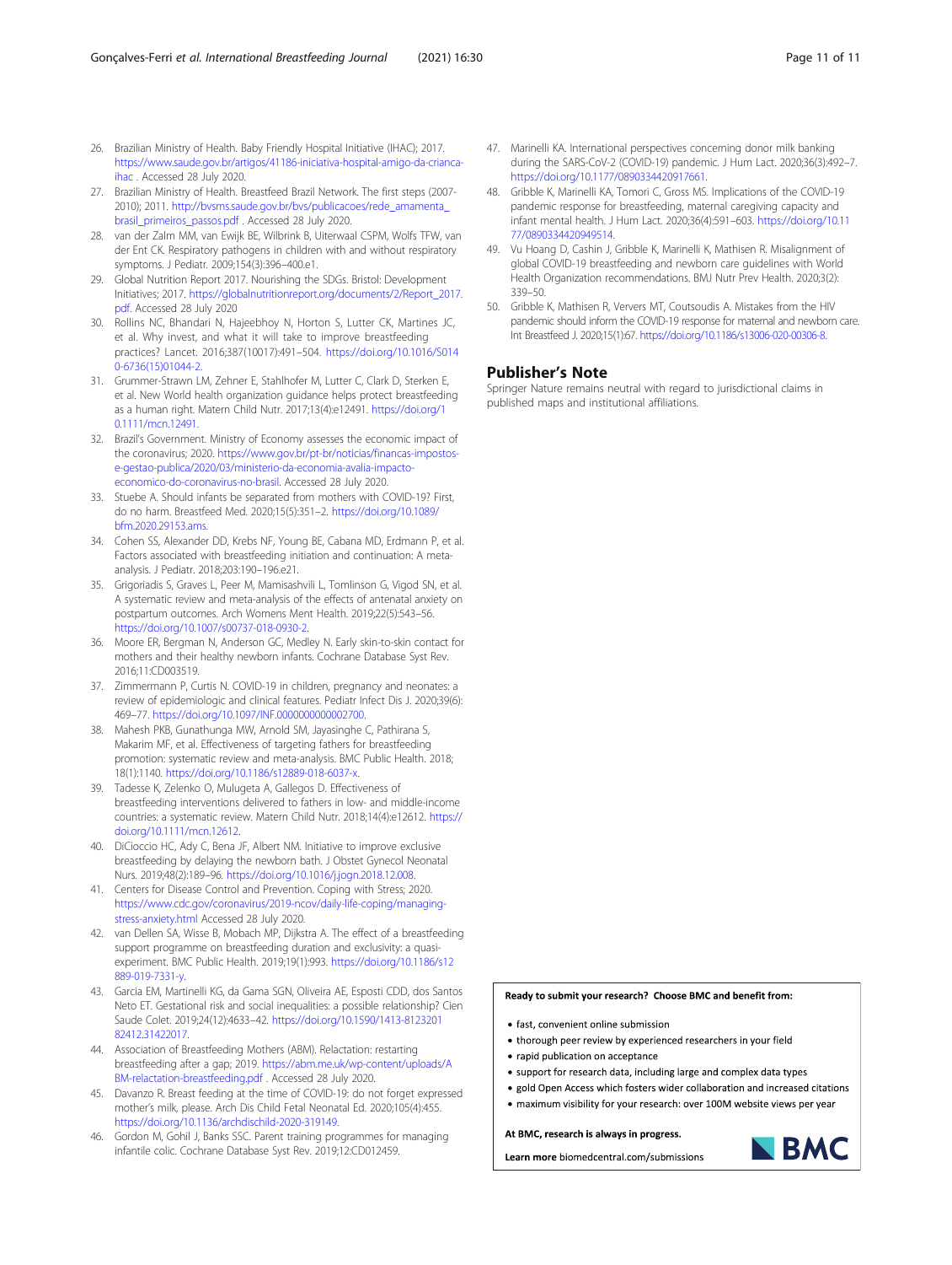26. Brazilian Ministry of Health. Baby Friendly Hospital Initiative (IHAC); 2017. https://www.saude.gov.br/artigos/41186-iniciativa-hospital-amigo-da-crianca-ihac . Accessed 28 July 2020.
27. Brazilian Ministry of Health. Breastfeed Brazil Network. The first steps (2007-2010); 2011. http://bvsms.saude.gov.br/bvs/publicacoes/rede_amamenta_brasil_primeiros_passos.pdf . Accessed 28 July 2020.
28. van der Zalm MM, van Ewijk BE, Wilbrink B, Uiterwaal CSPM, Wolfs TFW, van der Ent CK. Respiratory pathogens in children with and without respiratory symptoms. J Pediatr. 2009;154(3):396–400.e1.
29. Global Nutrition Report 2017. Nourishing the SDGs. Bristol: Development Initiatives; 2017. https://globalnutritionreport.org/documents/2/Report_2017.pdf. Accessed 28 July 2020
30. Rollins NC, Bhandari N, Hajeebhoy N, Horton S, Lutter CK, Martines JC, et al. Why invest, and what it will take to improve breastfeeding practices? Lancet. 2016;387(10017):491–504. https://doi.org/10.1016/S0140-6736(15)01044-2.
31. Grummer-Strawn LM, Zehner E, Stahlhofer M, Lutter C, Clark D, Sterken E, et al. New World health organization guidance helps protect breastfeeding as a human right. Matern Child Nutr. 2017;13(4):e12491. https://doi.org/10.1111/mcn.12491.
32. Brazil's Government. Ministry of Economy assesses the economic impact of the coronavirus; 2020. https://www.gov.br/pt-br/noticias/financas-impostos-e-gestao-publica/2020/03/ministerio-da-economia-avalia-impacto-economico-do-coronavirus-no-brasil. Accessed 28 July 2020.
33. Stuebe A. Should infants be separated from mothers with COVID-19? First, do no harm. Breastfeed Med. 2020;15(5):351–2. https://doi.org/10.1089/bfm.2020.29153.ams.
34. Cohen SS, Alexander DD, Krebs NF, Young BE, Cabana MD, Erdmann P, et al. Factors associated with breastfeeding initiation and continuation: A meta-analysis. J Pediatr. 2018;203:190–196.e21.
35. Grigoriadis S, Graves L, Peer M, Mamisashvili L, Tomlinson G, Vigod SN, et al. A systematic review and meta-analysis of the effects of antenatal anxiety on postpartum outcomes. Arch Womens Ment Health. 2019;22(5):543–56. https://doi.org/10.1007/s00737-018-0930-2.
36. Moore ER, Bergman N, Anderson GC, Medley N. Early skin-to-skin contact for mothers and their healthy newborn infants. Cochrane Database Syst Rev. 2016;11:CD003519.
37. Zimmermann P, Curtis N. COVID-19 in children, pregnancy and neonates: a review of epidemiologic and clinical features. Pediatr Infect Dis J. 2020;39(6):469–77. https://doi.org/10.1097/INF.0000000000002700.
38. Mahesh PKB, Gunathunga MW, Arnold SM, Jayasinghe C, Pathirana S, Makarim MF, et al. Effectiveness of targeting fathers for breastfeeding promotion: systematic review and meta-analysis. BMC Public Health. 2018;18(1):1140. https://doi.org/10.1186/s12889-018-6037-x.
39. Tadesse K, Zelenko O, Mulugeta A, Gallegos D. Effectiveness of breastfeeding interventions delivered to fathers in low- and middle-income countries: a systematic review. Matern Child Nutr. 2018;14(4):e12612. https://doi.org/10.1111/mcn.12612.
40. DiCioccio HC, Ady C, Bena JF, Albert NM. Initiative to improve exclusive breastfeeding by delaying the newborn bath. J Obstet Gynecol Neonatal Nurs. 2019;48(2):189–96. https://doi.org/10.1016/j.jogn.2018.12.008.
41. Centers for Disease Control and Prevention. Coping with Stress; 2020. https://www.cdc.gov/coronavirus/2019-ncov/daily-life-coping/managing-stress-anxiety.html Accessed 28 July 2020.
42. van Dellen SA, Wisse B, Mobach MP, Dijkstra A. The effect of a breastfeeding support programme on breastfeeding duration and exclusivity: a quasi-experiment. BMC Public Health. 2019;19(1):993. https://doi.org/10.1186/s12889-019-7331-y.
43. Garcia EM, Martinelli KG, da Gama SGN, Oliveira AE, Esposti CDD, dos Santos Neto ET. Gestational risk and social inequalities: a possible relationship? Cien Saude Colet. 2019;24(12):4633–42. https://doi.org/10.1590/1413-812320182412.31422017.
44. Association of Breastfeeding Mothers (ABM). Relactation: restarting breastfeeding after a gap; 2019. https://abm.me.uk/wp-content/uploads/ABM-relactation-breastfeeding.pdf . Accessed 28 July 2020.
45. Davanzo R. Breast feeding at the time of COVID-19: do not forget expressed mother's milk, please. Arch Dis Child Fetal Neonatal Ed. 2020;105(4):455. https://doi.org/10.1136/archdischild-2020-319149.
46. Gordon M, Gohil J, Banks SSC. Parent training programmes for managing infantile colic. Cochrane Database Syst Rev. 2019;12:CD012459.
47. Marinelli KA. International perspectives concerning donor milk banking during the SARS-CoV-2 (COVID-19) pandemic. J Hum Lact. 2020;36(3):492–7. https://doi.org/10.1177/0890334420917661.
48. Gribble K, Marinelli KA, Tomori C, Gross MS. Implications of the COVID-19 pandemic response for breastfeeding, maternal caregiving capacity and infant mental health. J Hum Lact. 2020;36(4):591–603. https://doi.org/10.1177/0890334420949514.
49. Vu Hoang D, Cashin J, Gribble K, Marinelli K, Mathisen R. Misalignment of global COVID-19 breastfeeding and newborn care guidelines with World Health Organization recommendations. BMJ Nutr Prev Health. 2020;3(2):339–50.
50. Gribble K, Mathisen R, Ververs MT, Coutsoudis A. Mistakes from the HIV pandemic should inform the COVID-19 response for maternal and newborn care. Int Breastfeed J. 2020;15(1):67. https://doi.org/10.1186/s13006-020-00306-8.

## Publisher's Note

Springer Nature remains neutral with regard to jurisdictional claims in published maps and institutional affiliations.

**Ready to submit your research? Choose BMC and benefit from:**

- fast, convenient online submission
- thorough peer review by experienced researchers in your field
- rapid publication on acceptance
- support for research data, including large and complex data types
- gold Open Access which fosters wider collaboration and increased citations
- maximum visibility for your research: over 100M website views per year

**At BMC, research is always in progress.**

**Learn more** biomedcentral.com/submissions

BMC